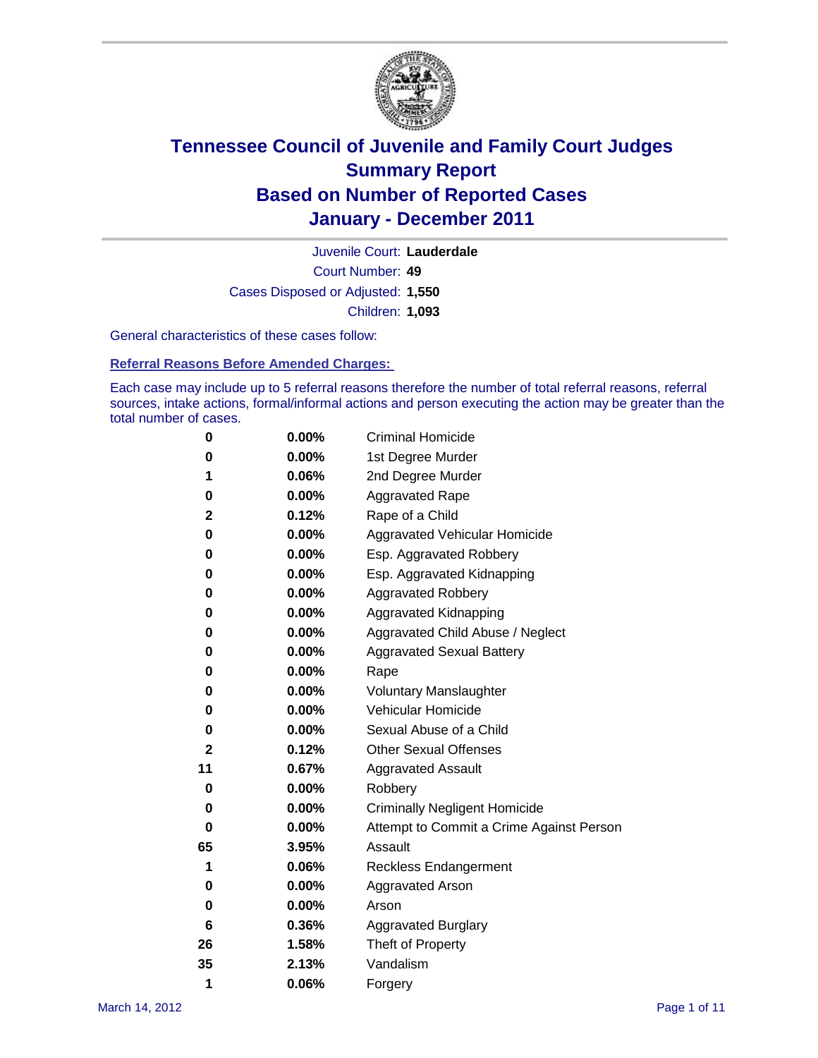# Tennessee Council of Juvenile and Family Court Judges
# Summary Report
# Based on Number of Reported Cases
# January - December 2011

Juvenile Court: **Lauderdale**
Court Number: **49**
Cases Disposed or Adjusted: **1,550**
Children: **1,093**

General characteristics of these cases follow:

## Referral Reasons Before Amended Charges:

Each case may include up to 5 referral reasons therefore the number of total referral reasons, referral sources, intake actions, formal/informal actions and person executing the action may be greater than the total number of cases.

| Count | Percent | Referral Reason |
|---|---|---|
| 0 | 0.00% | Criminal Homicide |
| 0 | 0.00% | 1st Degree Murder |
| 1 | 0.06% | 2nd Degree Murder |
| 0 | 0.00% | Aggravated Rape |
| 2 | 0.12% | Rape of a Child |
| 0 | 0.00% | Aggravated Vehicular Homicide |
| 0 | 0.00% | Esp. Aggravated Robbery |
| 0 | 0.00% | Esp. Aggravated Kidnapping |
| 0 | 0.00% | Aggravated Robbery |
| 0 | 0.00% | Aggravated Kidnapping |
| 0 | 0.00% | Aggravated Child Abuse / Neglect |
| 0 | 0.00% | Aggravated Sexual Battery |
| 0 | 0.00% | Rape |
| 0 | 0.00% | Voluntary Manslaughter |
| 0 | 0.00% | Vehicular Homicide |
| 0 | 0.00% | Sexual Abuse of a Child |
| 2 | 0.12% | Other Sexual Offenses |
| 11 | 0.67% | Aggravated Assault |
| 0 | 0.00% | Robbery |
| 0 | 0.00% | Criminally Negligent Homicide |
| 0 | 0.00% | Attempt to Commit a Crime Against Person |
| 65 | 3.95% | Assault |
| 1 | 0.06% | Reckless Endangerment |
| 0 | 0.00% | Aggravated Arson |
| 0 | 0.00% | Arson |
| 6 | 0.36% | Aggravated Burglary |
| 26 | 1.58% | Theft of Property |
| 35 | 2.13% | Vandalism |
| 1 | 0.06% | Forgery |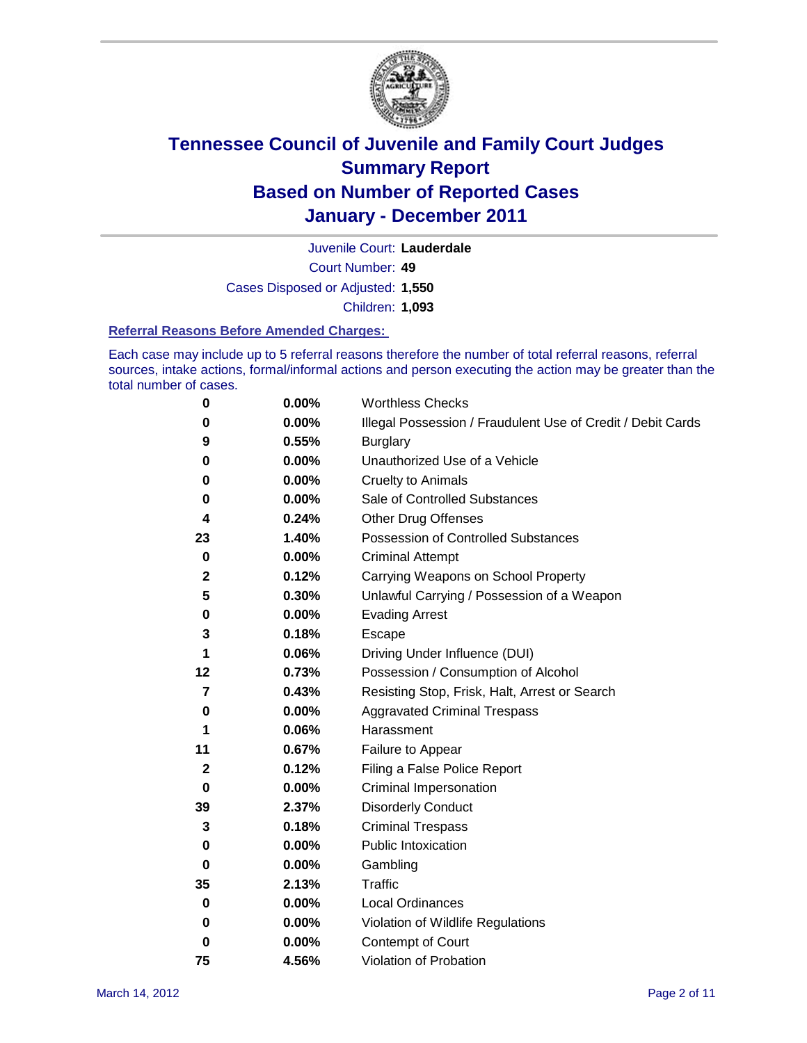# Tennessee Council of Juvenile and Family Court Judges
## Summary Report
## Based on Number of Reported Cases
## January - December 2011

Juvenile Court: **Lauderdale**

Court Number: **49**

Cases Disposed or Adjusted: **1,550**

Children: **1,093**

### Referral Reasons Before Amended Charges:

Each case may include up to 5 referral reasons therefore the number of total referral reasons, referral sources, intake actions, formal/informal actions and person executing the action may be greater than the total number of cases.

| Count | Percent | Referral Reason |
|---|---|---|
| 0 | 0.00% | Worthless Checks |
| 0 | 0.00% | Illegal Possession / Fraudulent Use of Credit / Debit Cards |
| 9 | 0.55% | Burglary |
| 0 | 0.00% | Unauthorized Use of a Vehicle |
| 0 | 0.00% | Cruelty to Animals |
| 0 | 0.00% | Sale of Controlled Substances |
| 4 | 0.24% | Other Drug Offenses |
| 23 | 1.40% | Possession of Controlled Substances |
| 0 | 0.00% | Criminal Attempt |
| 2 | 0.12% | Carrying Weapons on School Property |
| 5 | 0.30% | Unlawful Carrying / Possession of a Weapon |
| 0 | 0.00% | Evading Arrest |
| 3 | 0.18% | Escape |
| 1 | 0.06% | Driving Under Influence (DUI) |
| 12 | 0.73% | Possession / Consumption of Alcohol |
| 7 | 0.43% | Resisting Stop, Frisk, Halt, Arrest or Search |
| 0 | 0.00% | Aggravated Criminal Trespass |
| 1 | 0.06% | Harassment |
| 11 | 0.67% | Failure to Appear |
| 2 | 0.12% | Filing a False Police Report |
| 0 | 0.00% | Criminal Impersonation |
| 39 | 2.37% | Disorderly Conduct |
| 3 | 0.18% | Criminal Trespass |
| 0 | 0.00% | Public Intoxication |
| 0 | 0.00% | Gambling |
| 35 | 2.13% | Traffic |
| 0 | 0.00% | Local Ordinances |
| 0 | 0.00% | Violation of Wildlife Regulations |
| 0 | 0.00% | Contempt of Court |
| 75 | 4.56% | Violation of Probation |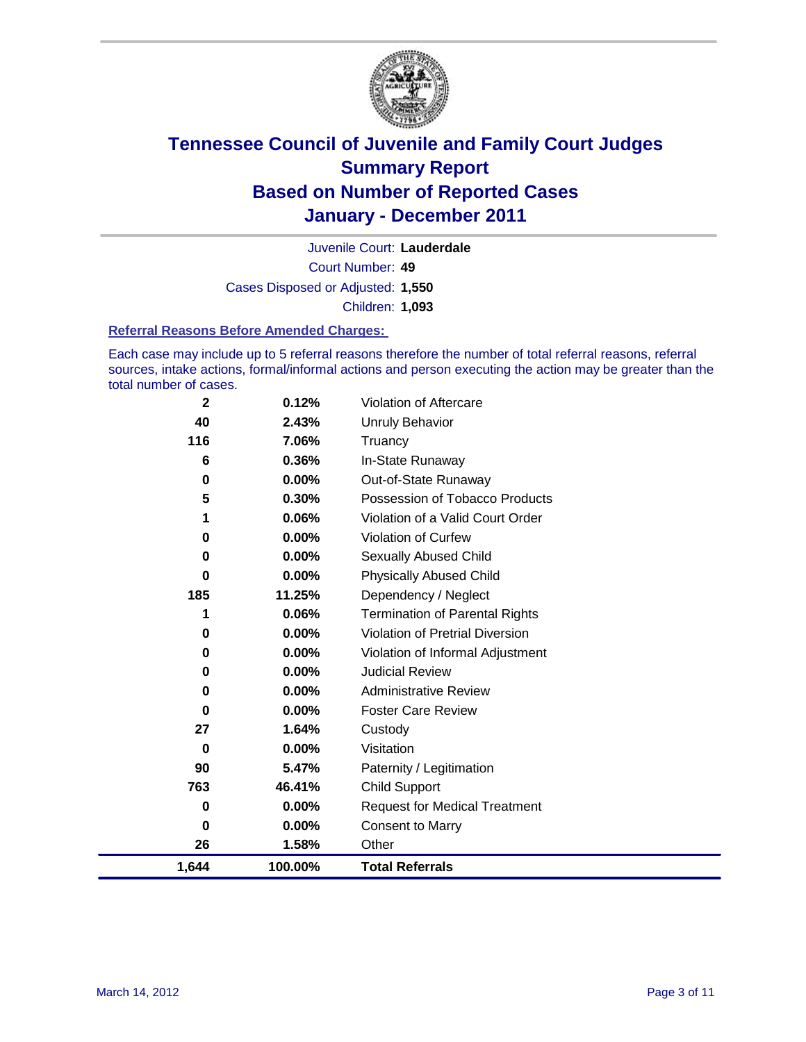# Tennessee Council of Juvenile and Family Court Judges
## Summary Report
## Based on Number of Reported Cases
## January - December 2011

Juvenile Court: **Lauderdale**
Court Number: **49**
Cases Disposed or Adjusted: **1,550**
Children: **1,093**

### Referral Reasons Before Amended Charges:

Each case may include up to 5 referral reasons therefore the number of total referral reasons, referral sources, intake actions, formal/informal actions and person executing the action may be greater than the total number of cases.

| Count | Percent | Reason |
|---|---|---|
| 2 | 0.12% | Violation of Aftercare |
| 40 | 2.43% | Unruly Behavior |
| 116 | 7.06% | Truancy |
| 6 | 0.36% | In-State Runaway |
| 0 | 0.00% | Out-of-State Runaway |
| 5 | 0.30% | Possession of Tobacco Products |
| 1 | 0.06% | Violation of a Valid Court Order |
| 0 | 0.00% | Violation of Curfew |
| 0 | 0.00% | Sexually Abused Child |
| 0 | 0.00% | Physically Abused Child |
| 185 | 11.25% | Dependency / Neglect |
| 1 | 0.06% | Termination of Parental Rights |
| 0 | 0.00% | Violation of Pretrial Diversion |
| 0 | 0.00% | Violation of Informal Adjustment |
| 0 | 0.00% | Judicial Review |
| 0 | 0.00% | Administrative Review |
| 0 | 0.00% | Foster Care Review |
| 27 | 1.64% | Custody |
| 0 | 0.00% | Visitation |
| 90 | 5.47% | Paternity / Legitimation |
| 763 | 46.41% | Child Support |
| 0 | 0.00% | Request for Medical Treatment |
| 0 | 0.00% | Consent to Marry |
| 26 | 1.58% | Other |
| **1,644** | **100.00%** | **Total Referrals** |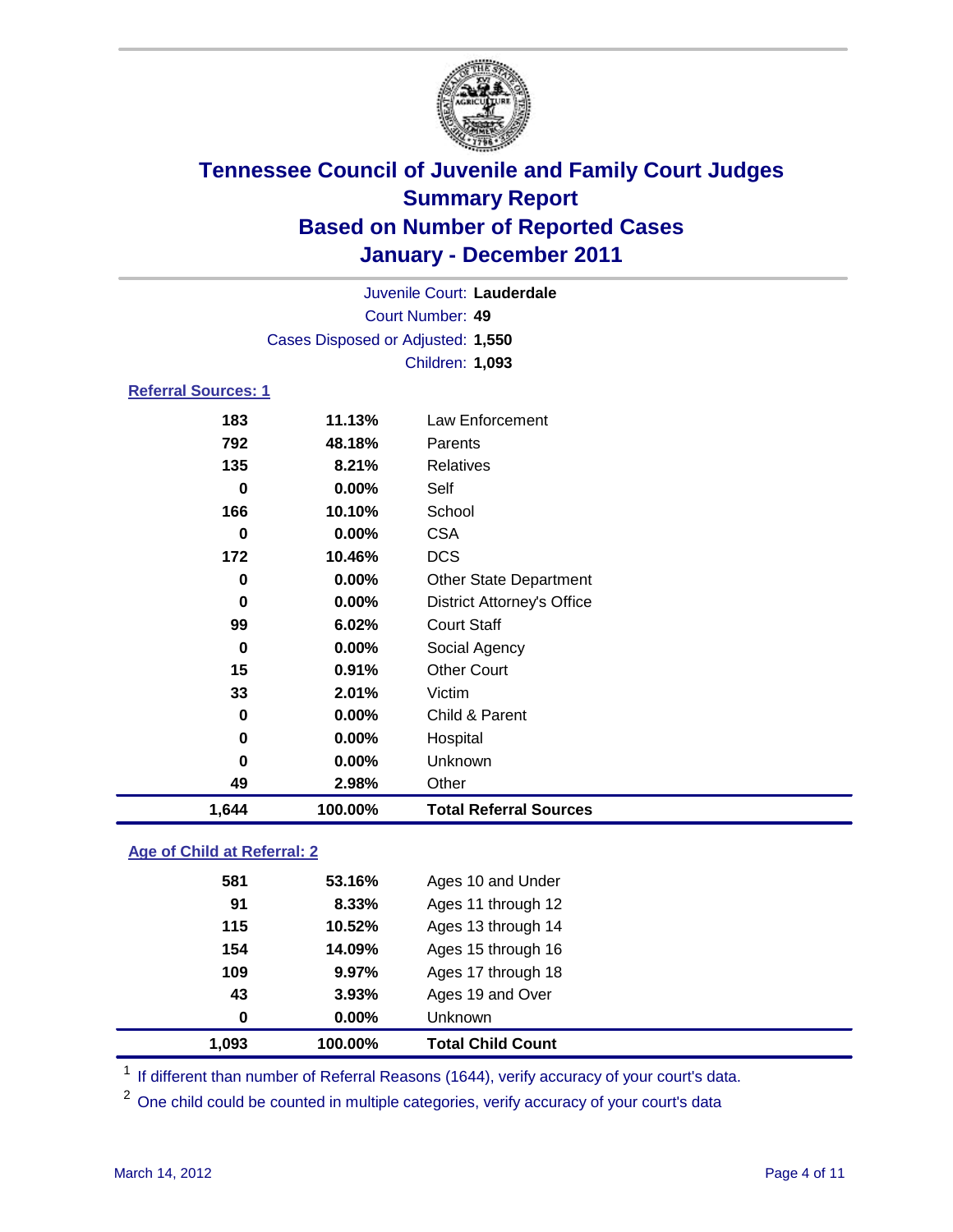# Tennessee Council of Juvenile and Family Court Judges
## Summary Report
## Based on Number of Reported Cases
## January - December 2011

Juvenile Court: **Lauderdale**

Court Number: **49**

Cases Disposed or Adjusted: **1,550**

Children: **1,093**

### Referral Sources: 1

| | | |
|---|---|---|
| 183 | 11.13% | Law Enforcement |
| 792 | 48.18% | Parents |
| 135 | 8.21% | Relatives |
| 0 | 0.00% | Self |
| 166 | 10.10% | School |
| 0 | 0.00% | CSA |
| 172 | 10.46% | DCS |
| 0 | 0.00% | Other State Department |
| 0 | 0.00% | District Attorney's Office |
| 99 | 6.02% | Court Staff |
| 0 | 0.00% | Social Agency |
| 15 | 0.91% | Other Court |
| 33 | 2.01% | Victim |
| 0 | 0.00% | Child & Parent |
| 0 | 0.00% | Hospital |
| 0 | 0.00% | Unknown |
| 49 | 2.98% | Other |
| **1,644** | **100.00%** | **Total Referral Sources** |

### Age of Child at Referral: 2

| | | |
|---|---|---|
| 581 | 53.16% | Ages 10 and Under |
| 91 | 8.33% | Ages 11 through 12 |
| 115 | 10.52% | Ages 13 through 14 |
| 154 | 14.09% | Ages 15 through 16 |
| 109 | 9.97% | Ages 17 through 18 |
| 43 | 3.93% | Ages 19 and Over |
| 0 | 0.00% | Unknown |
| **1,093** | **100.00%** | **Total Child Count** |

[1] If different than number of Referral Reasons (1644), verify accuracy of your court's data.

[2] One child could be counted in multiple categories, verify accuracy of your court's data

March 14, 2012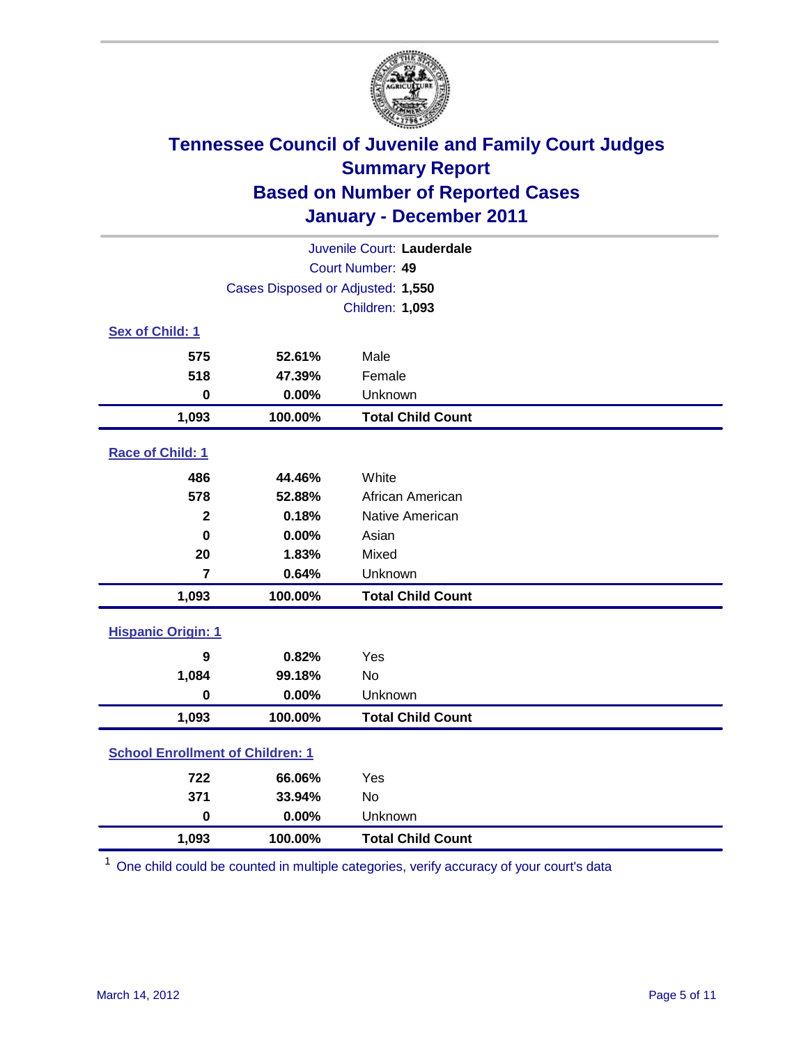# Tennessee Council of Juvenile and Family Court Judges
## Summary Report
## Based on Number of Reported Cases
## January - December 2011

Juvenile Court: **Lauderdale**
Court Number: **49**
Cases Disposed or Adjusted: **1,550**
Children: **1,093**

### Sex of Child: 1

| Count | Percent | Category |
|---|---|---|
| 575 | 52.61% | Male |
| 518 | 47.39% | Female |
| 0 | 0.00% | Unknown |
| **1,093** | **100.00%** | **Total Child Count** |

### Race of Child: 1

| Count | Percent | Category |
|---|---|---|
| 486 | 44.46% | White |
| 578 | 52.88% | African American |
| 2 | 0.18% | Native American |
| 0 | 0.00% | Asian |
| 20 | 1.83% | Mixed |
| 7 | 0.64% | Unknown |
| **1,093** | **100.00%** | **Total Child Count** |

### Hispanic Origin: 1

| Count | Percent | Category |
|---|---|---|
| 9 | 0.82% | Yes |
| 1,084 | 99.18% | No |
| 0 | 0.00% | Unknown |
| **1,093** | **100.00%** | **Total Child Count** |

### School Enrollment of Children: 1

| Count | Percent | Category |
|---|---|---|
| 722 | 66.06% | Yes |
| 371 | 33.94% | No |
| 0 | 0.00% | Unknown |
| **1,093** | **100.00%** | **Total Child Count** |

[1] One child could be counted in multiple categories, verify accuracy of your court's data

March 14, 2012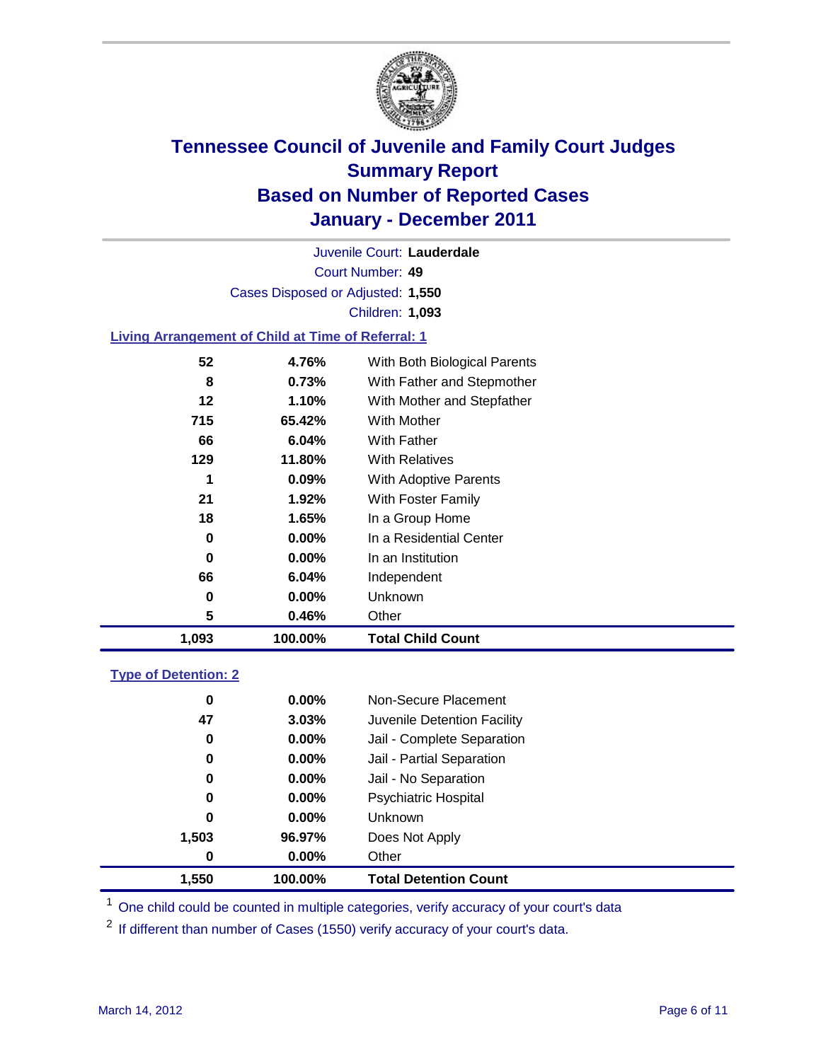# Tennessee Council of Juvenile and Family Court Judges
## Summary Report
## Based on Number of Reported Cases
## January - December 2011

Juvenile Court: **Lauderdale**
Court Number: **49**
Cases Disposed or Adjusted: **1,550**
Children: **1,093**

### Living Arrangement of Child at Time of Referral: 1

| | | |
|---|---|---|
| 52 | 4.76% | With Both Biological Parents |
| 8 | 0.73% | With Father and Stepmother |
| 12 | 1.10% | With Mother and Stepfather |
| 715 | 65.42% | With Mother |
| 66 | 6.04% | With Father |
| 129 | 11.80% | With Relatives |
| 1 | 0.09% | With Adoptive Parents |
| 21 | 1.92% | With Foster Family |
| 18 | 1.65% | In a Group Home |
| 0 | 0.00% | In a Residential Center |
| 0 | 0.00% | In an Institution |
| 66 | 6.04% | Independent |
| 0 | 0.00% | Unknown |
| 5 | 0.46% | Other |
| **1,093** | **100.00%** | **Total Child Count** |

### Type of Detention: 2

| | | |
|---|---|---|
| 0 | 0.00% | Non-Secure Placement |
| 47 | 3.03% | Juvenile Detention Facility |
| 0 | 0.00% | Jail - Complete Separation |
| 0 | 0.00% | Jail - Partial Separation |
| 0 | 0.00% | Jail - No Separation |
| 0 | 0.00% | Psychiatric Hospital |
| 0 | 0.00% | Unknown |
| 1,503 | 96.97% | Does Not Apply |
| 0 | 0.00% | Other |
| **1,550** | **100.00%** | **Total Detention Count** |

[1] One child could be counted in multiple categories, verify accuracy of your court's data

[2] If different than number of Cases (1550) verify accuracy of your court's data.

March 14, 2012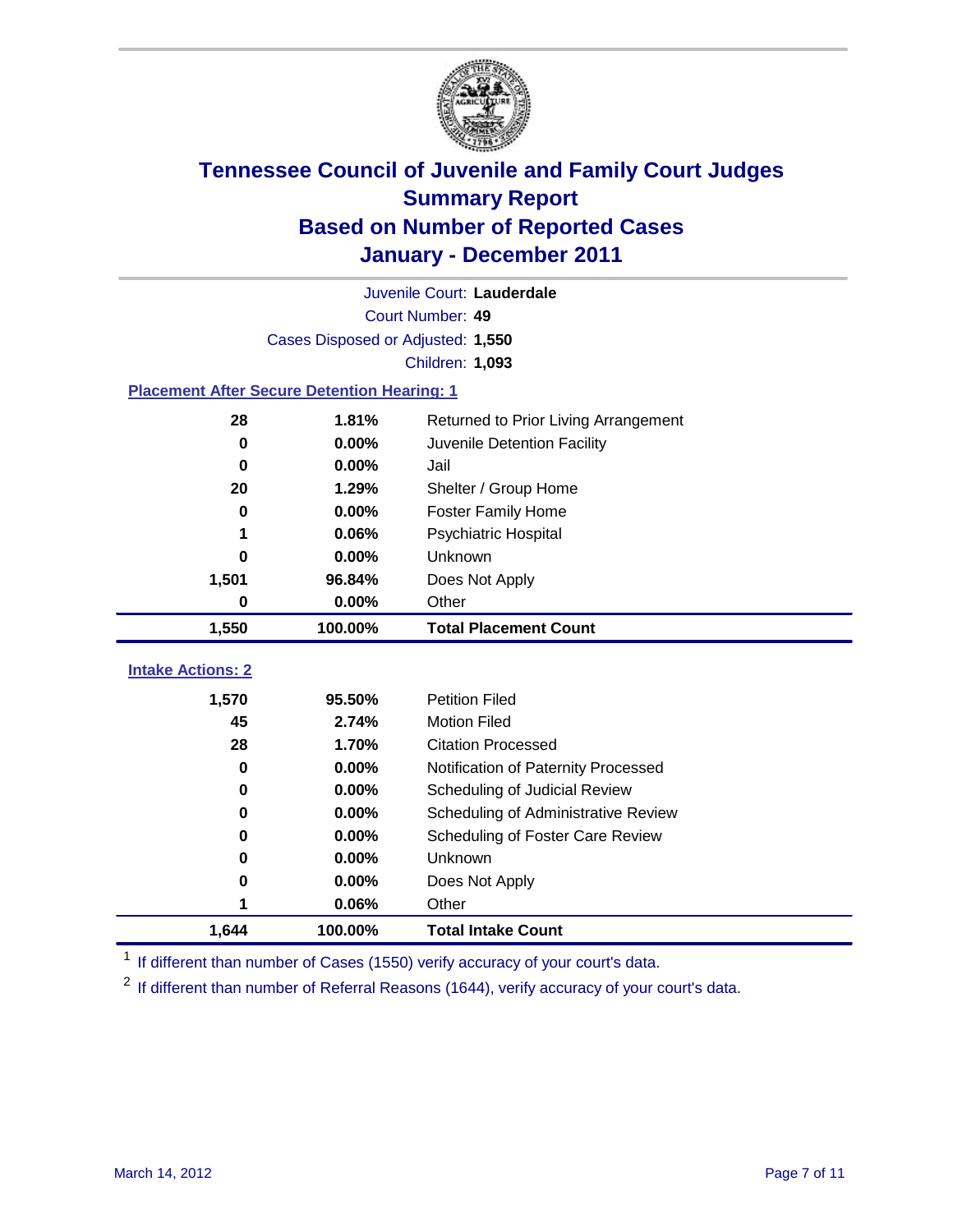# Tennessee Council of Juvenile and Family Court Judges
## Summary Report
## Based on Number of Reported Cases
## January - December 2011

Juvenile Court: **Lauderdale**
Court Number: **49**
Cases Disposed or Adjusted: **1,550**
Children: **1,093**

### Placement After Secure Detention Hearing: 1

| Count | Percent | Placement |
|---|---|---|
| 28 | 1.81% | Returned to Prior Living Arrangement |
| 0 | 0.00% | Juvenile Detention Facility |
| 0 | 0.00% | Jail |
| 20 | 1.29% | Shelter / Group Home |
| 0 | 0.00% | Foster Family Home |
| 1 | 0.06% | Psychiatric Hospital |
| 0 | 0.00% | Unknown |
| 1,501 | 96.84% | Does Not Apply |
| 0 | 0.00% | Other |
| **1,550** | **100.00%** | **Total Placement Count** |

### Intake Actions: 2

| Count | Percent | Intake Action |
|---|---|---|
| 1,570 | 95.50% | Petition Filed |
| 45 | 2.74% | Motion Filed |
| 28 | 1.70% | Citation Processed |
| 0 | 0.00% | Notification of Paternity Processed |
| 0 | 0.00% | Scheduling of Judicial Review |
| 0 | 0.00% | Scheduling of Administrative Review |
| 0 | 0.00% | Scheduling of Foster Care Review |
| 0 | 0.00% | Unknown |
| 0 | 0.00% | Does Not Apply |
| 1 | 0.06% | Other |
| **1,644** | **100.00%** | **Total Intake Count** |

[1] If different than number of Cases (1550) verify accuracy of your court's data.

[2] If different than number of Referral Reasons (1644), verify accuracy of your court's data.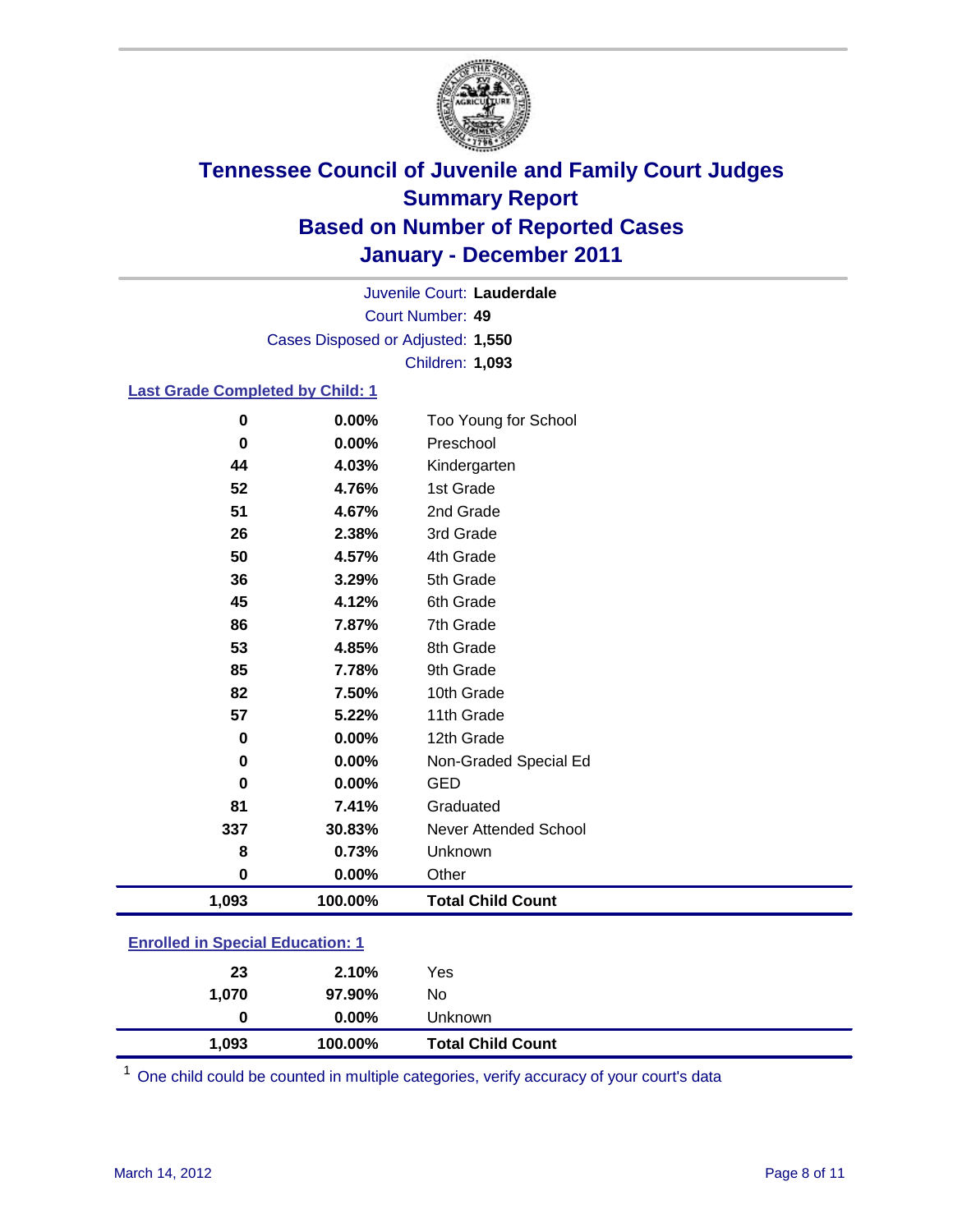# Tennessee Council of Juvenile and Family Court Judges
## Summary Report
## Based on Number of Reported Cases
## January - December 2011

Juvenile Court: **Lauderdale**
Court Number: **49**
Cases Disposed or Adjusted: **1,550**
Children: **1,093**

### Last Grade Completed by Child: 1

| Count | Percent | Category |
|---|---|---|
| 0 | 0.00% | Too Young for School |
| 0 | 0.00% | Preschool |
| 44 | 4.03% | Kindergarten |
| 52 | 4.76% | 1st Grade |
| 51 | 4.67% | 2nd Grade |
| 26 | 2.38% | 3rd Grade |
| 50 | 4.57% | 4th Grade |
| 36 | 3.29% | 5th Grade |
| 45 | 4.12% | 6th Grade |
| 86 | 7.87% | 7th Grade |
| 53 | 4.85% | 8th Grade |
| 85 | 7.78% | 9th Grade |
| 82 | 7.50% | 10th Grade |
| 57 | 5.22% | 11th Grade |
| 0 | 0.00% | 12th Grade |
| 0 | 0.00% | Non-Graded Special Ed |
| 0 | 0.00% | GED |
| 81 | 7.41% | Graduated |
| 337 | 30.83% | Never Attended School |
| 8 | 0.73% | Unknown |
| 0 | 0.00% | Other |
| **1,093** | **100.00%** | **Total Child Count** |

### Enrolled in Special Education: 1

| Count | Percent | Category |
|---|---|---|
| 23 | 2.10% | Yes |
| 1,070 | 97.90% | No |
| 0 | 0.00% | Unknown |
| **1,093** | **100.00%** | **Total Child Count** |

[1] One child could be counted in multiple categories, verify accuracy of your court's data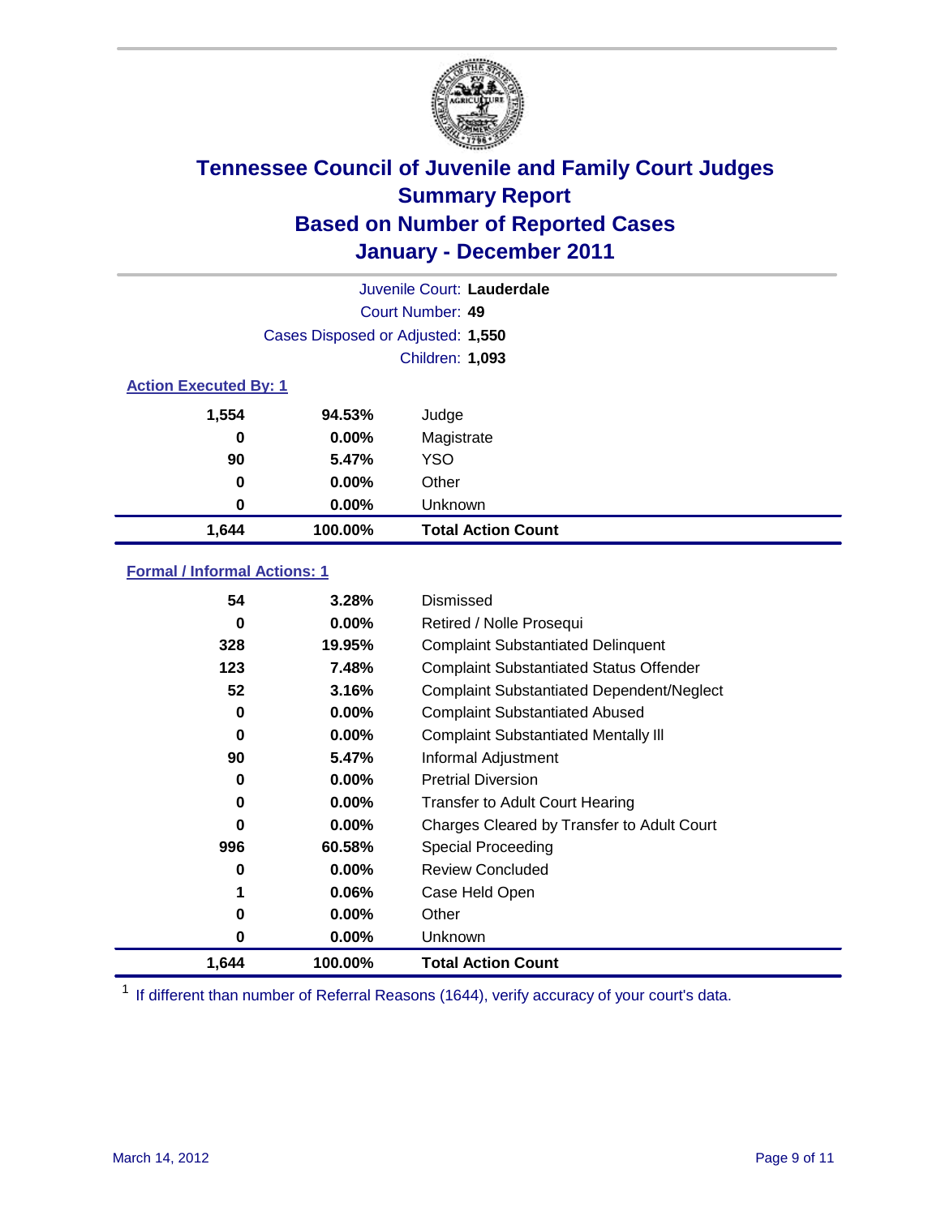# Tennessee Council of Juvenile and Family Court Judges
## Summary Report
## Based on Number of Reported Cases
## January - December 2011

Juvenile Court: **Lauderdale**
Court Number: **49**
Cases Disposed or Adjusted: **1,550**
Children: **1,093**

### Action Executed By: 1

| | | |
|---|---|---|
| 1,554 | 94.53% | Judge |
| 0 | 0.00% | Magistrate |
| 90 | 5.47% | YSO |
| 0 | 0.00% | Other |
| 0 | 0.00% | Unknown |
| **1,644** | **100.00%** | **Total Action Count** |

### Formal / Informal Actions: 1

| | | |
|---|---|---|
| 54 | 3.28% | Dismissed |
| 0 | 0.00% | Retired / Nolle Prosequi |
| 328 | 19.95% | Complaint Substantiated Delinquent |
| 123 | 7.48% | Complaint Substantiated Status Offender |
| 52 | 3.16% | Complaint Substantiated Dependent/Neglect |
| 0 | 0.00% | Complaint Substantiated Abused |
| 0 | 0.00% | Complaint Substantiated Mentally Ill |
| 90 | 5.47% | Informal Adjustment |
| 0 | 0.00% | Pretrial Diversion |
| 0 | 0.00% | Transfer to Adult Court Hearing |
| 0 | 0.00% | Charges Cleared by Transfer to Adult Court |
| 996 | 60.58% | Special Proceeding |
| 0 | 0.00% | Review Concluded |
| 1 | 0.06% | Case Held Open |
| 0 | 0.00% | Other |
| 0 | 0.00% | Unknown |
| **1,644** | **100.00%** | **Total Action Count** |

[1] If different than number of Referral Reasons (1644), verify accuracy of your court's data.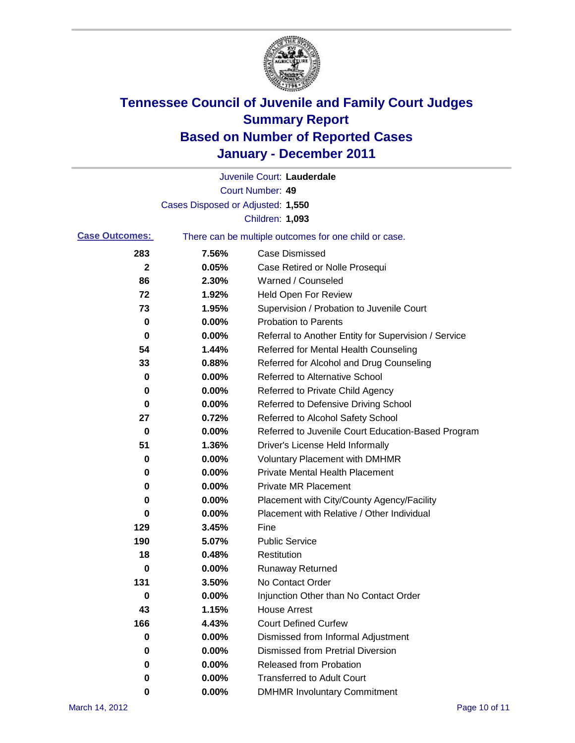# Tennessee Council of Juvenile and Family Court Judges
## Summary Report
## Based on Number of Reported Cases
## January - December 2011

Juvenile Court: **Lauderdale**

Court Number: **49**

Cases Disposed or Adjusted: **1,550**

Children: **1,093**

**Case Outcomes:** There can be multiple outcomes for one child or case.

| Count | Percent | Outcome |
|---|---|---|
| 283 | 7.56% | Case Dismissed |
| 2 | 0.05% | Case Retired or Nolle Prosequi |
| 86 | 2.30% | Warned / Counseled |
| 72 | 1.92% | Held Open For Review |
| 73 | 1.95% | Supervision / Probation to Juvenile Court |
| 0 | 0.00% | Probation to Parents |
| 0 | 0.00% | Referral to Another Entity for Supervision / Service |
| 54 | 1.44% | Referred for Mental Health Counseling |
| 33 | 0.88% | Referred for Alcohol and Drug Counseling |
| 0 | 0.00% | Referred to Alternative School |
| 0 | 0.00% | Referred to Private Child Agency |
| 0 | 0.00% | Referred to Defensive Driving School |
| 27 | 0.72% | Referred to Alcohol Safety School |
| 0 | 0.00% | Referred to Juvenile Court Education-Based Program |
| 51 | 1.36% | Driver's License Held Informally |
| 0 | 0.00% | Voluntary Placement with DMHMR |
| 0 | 0.00% | Private Mental Health Placement |
| 0 | 0.00% | Private MR Placement |
| 0 | 0.00% | Placement with City/County Agency/Facility |
| 0 | 0.00% | Placement with Relative / Other Individual |
| 129 | 3.45% | Fine |
| 190 | 5.07% | Public Service |
| 18 | 0.48% | Restitution |
| 0 | 0.00% | Runaway Returned |
| 131 | 3.50% | No Contact Order |
| 0 | 0.00% | Injunction Other than No Contact Order |
| 43 | 1.15% | House Arrest |
| 166 | 4.43% | Court Defined Curfew |
| 0 | 0.00% | Dismissed from Informal Adjustment |
| 0 | 0.00% | Dismissed from Pretrial Diversion |
| 0 | 0.00% | Released from Probation |
| 0 | 0.00% | Transferred to Adult Court |
| 0 | 0.00% | DMHMR Involuntary Commitment |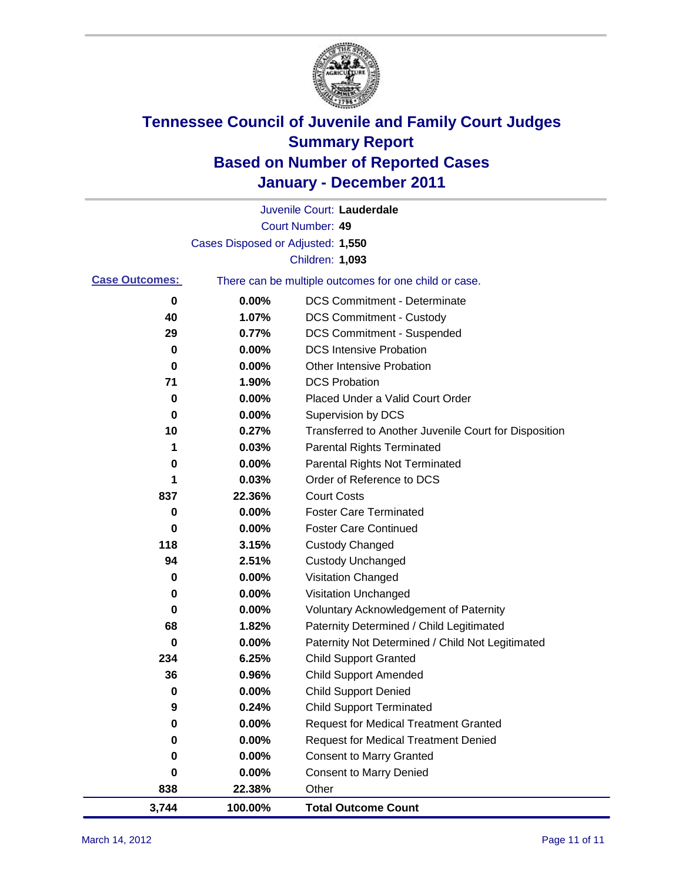# Tennessee Council of Juvenile and Family Court Judges
## Summary Report
## Based on Number of Reported Cases
## January - December 2011

Juvenile Court: **Lauderdale**
Court Number: **49**
Cases Disposed or Adjusted: **1,550**
Children: **1,093**

| Case Outcomes: | There can be multiple outcomes for one child or case. | |
|---|---|---|
| 0 | 0.00% | DCS Commitment - Determinate |
| 40 | 1.07% | DCS Commitment - Custody |
| 29 | 0.77% | DCS Commitment - Suspended |
| 0 | 0.00% | DCS Intensive Probation |
| 0 | 0.00% | Other Intensive Probation |
| 71 | 1.90% | DCS Probation |
| 0 | 0.00% | Placed Under a Valid Court Order |
| 0 | 0.00% | Supervision by DCS |
| 10 | 0.27% | Transferred to Another Juvenile Court for Disposition |
| 1 | 0.03% | Parental Rights Terminated |
| 0 | 0.00% | Parental Rights Not Terminated |
| 1 | 0.03% | Order of Reference to DCS |
| 837 | 22.36% | Court Costs |
| 0 | 0.00% | Foster Care Terminated |
| 0 | 0.00% | Foster Care Continued |
| 118 | 3.15% | Custody Changed |
| 94 | 2.51% | Custody Unchanged |
| 0 | 0.00% | Visitation Changed |
| 0 | 0.00% | Visitation Unchanged |
| 0 | 0.00% | Voluntary Acknowledgement of Paternity |
| 68 | 1.82% | Paternity Determined / Child Legitimated |
| 0 | 0.00% | Paternity Not Determined / Child Not Legitimated |
| 234 | 6.25% | Child Support Granted |
| 36 | 0.96% | Child Support Amended |
| 0 | 0.00% | Child Support Denied |
| 9 | 0.24% | Child Support Terminated |
| 0 | 0.00% | Request for Medical Treatment Granted |
| 0 | 0.00% | Request for Medical Treatment Denied |
| 0 | 0.00% | Consent to Marry Granted |
| 0 | 0.00% | Consent to Marry Denied |
| 838 | 22.38% | Other |
| **3,744** | **100.00%** | **Total Outcome Count** |

March 14, 2012